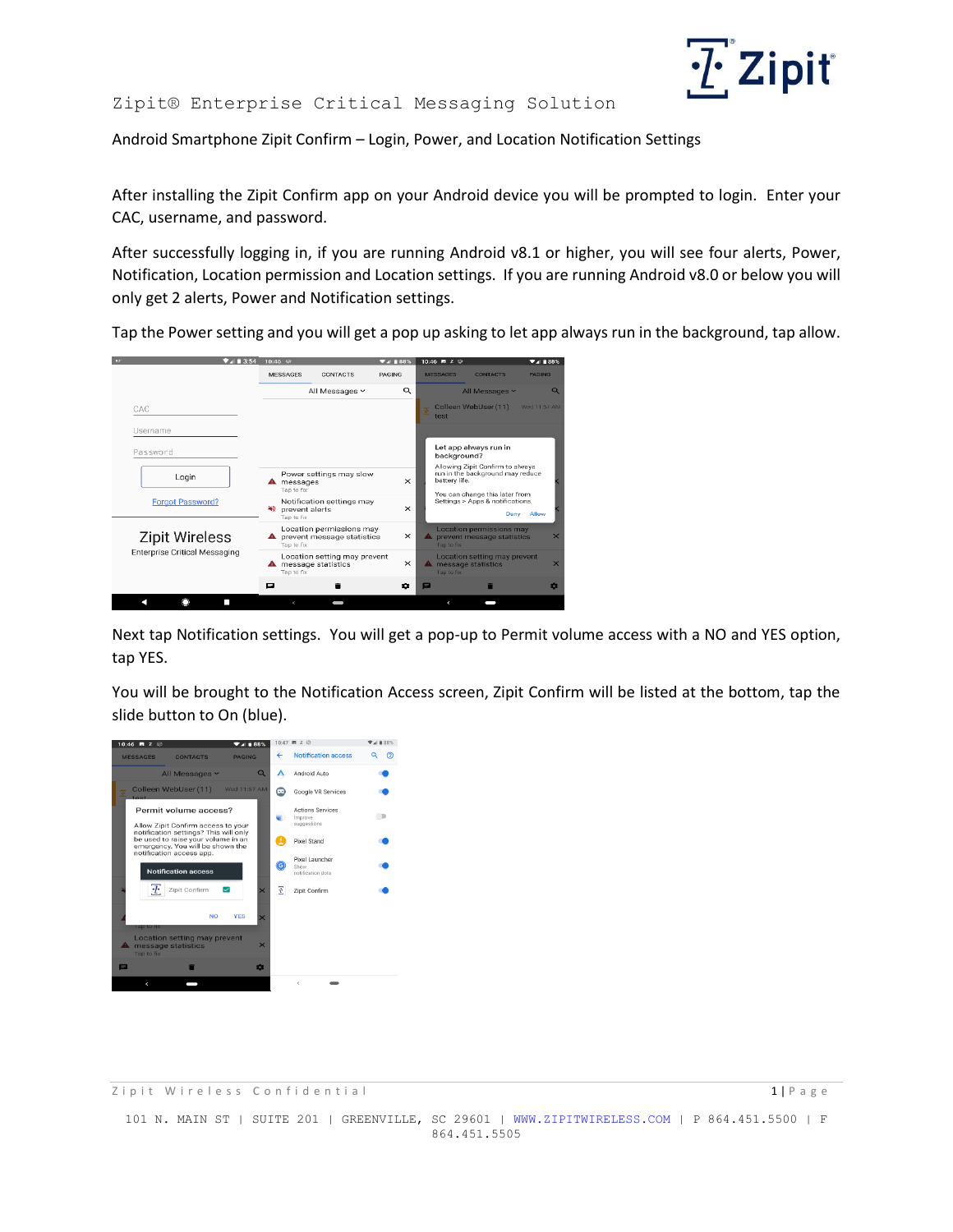# Zipit® Enterprise Critical Messaging Solution

## Android Smartphone Zipit Confirm – Login, Power, and Location Notification Settings

After installing the Zipit Confirm app on your Android device you will be prompted to login. Enter your CAC, username, and password.

After successfully logging in, if you are running Android v8.1 or higher, you will see four alerts, Power, Notification, Location permission and Location settings. If you are running Android v8.0 or below you will only get 2 alerts, Power and Notification settings.

Tap the Power setting and you will get a pop up asking to let app always run in the background, tap allow.

Next tap Notification settings. You will get a pop-up to Permit volume access with a NO and YES option, tap YES.

You will be brought to the Notification Access screen, Zipit Confirm will be listed at the bottom, tap the slide button to On (blue).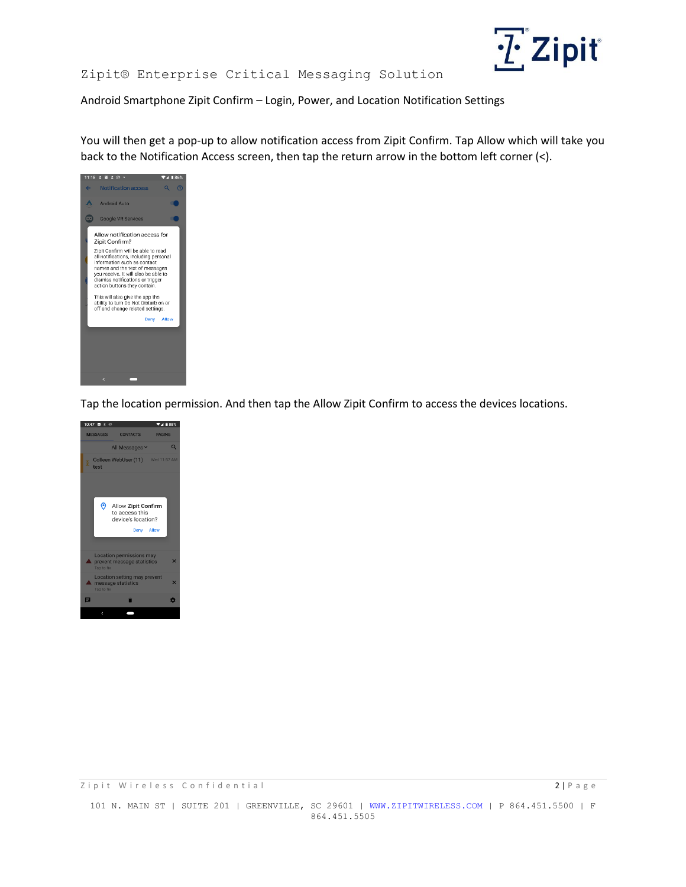You will then get a pop-up to allow notification access from Zipit Confirm. Tap Allow which will take you back to the Notification Access screen, then tap the return arrow in the bottom left corner (<).

Tap the location permission. And then tap the Allow Zipit Confirm to access the devices locations.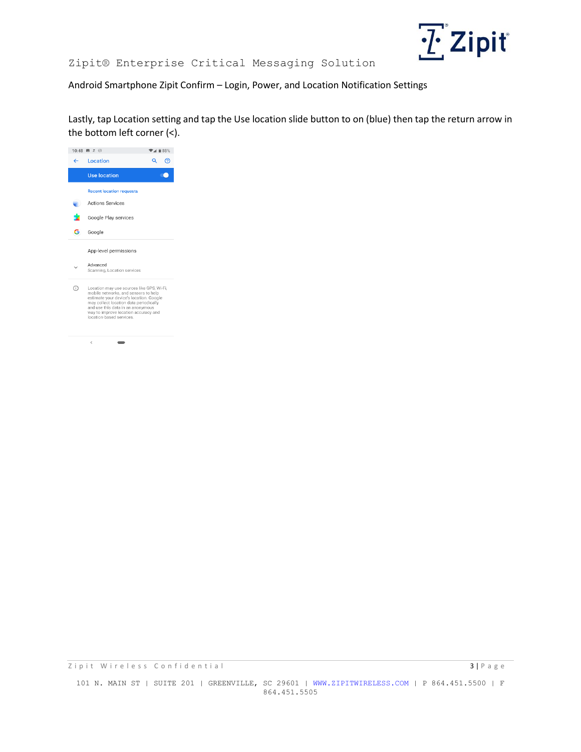Zipit® Enterprise Critical Messaging Solution

Android Smartphone Zipit Confirm – Login, Power, and Location Notification Settings

Lastly, tap Location setting and tap the Use location slide button to on (blue) then tap the return arrow in the bottom left corner (<).

10:48

Location

Use location

Recent location requests

Actions Services

Google Play services

Google

App-level permissions

Advanced
Scanning, Location services

Location may use sources like GPS, Wi-Fi, mobile networks, and sensors to help estimate your device's location. Google may collect location data periodically and use this data in an anonymous way to improve location accuracy and location-based services.

Zipit Wireless Confidential

101 N. MAIN ST | SUITE 201 | GREENVILLE, SC 29601 | WWW.ZIPITWIRELESS.COM | P 864.451.5500 | F 864.451.5505